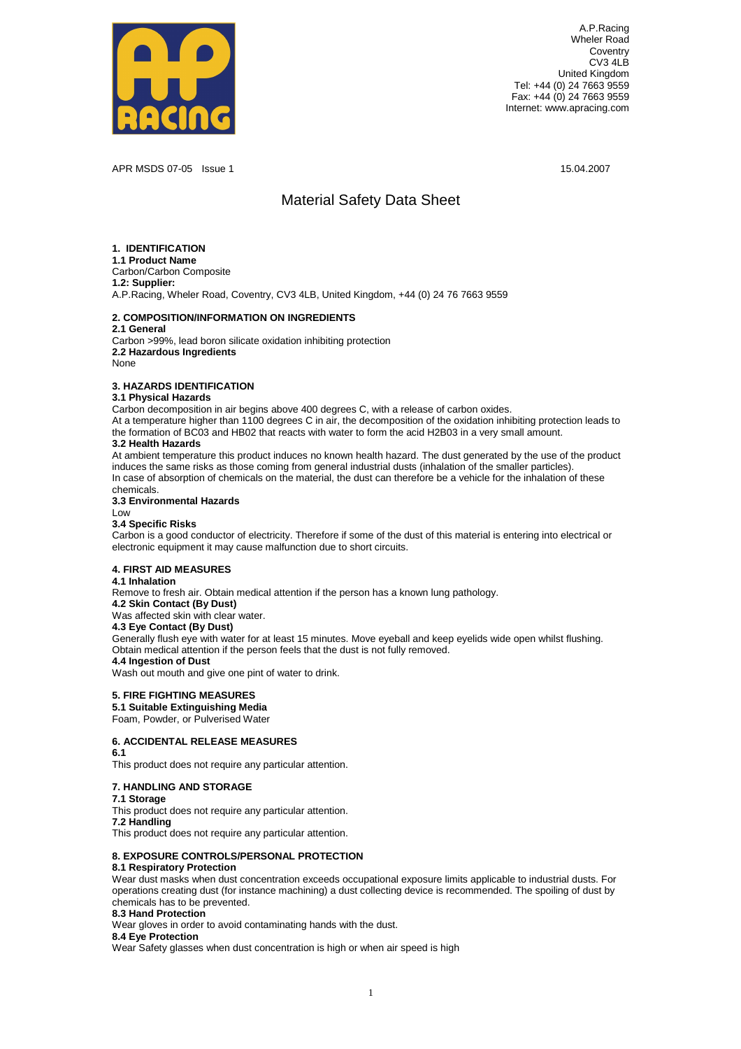A.P.Racing
Wheler Road
Coventry
CV3 4LB
United Kingdom
Tel: +44 (0) 24 7663 9559
Fax: +44 (0) 24 7663 9559
Internet: www.apracing.com

APR MSDS 07-05 Issue 1

15.04.2007

# Material Safety Data Sheet

## 1. IDENTIFICATION

**1.1 Product Name**

Carbon/Carbon Composite

**1.2: Supplier:**

A.P.Racing, Wheler Road, Coventry, CV3 4LB, United Kingdom, +44 (0) 24 76 7663 9559

## 2. COMPOSITION/INFORMATION ON INGREDIENTS

**2.1 General**

Carbon >99%, lead boron silicate oxidation inhibiting protection

**2.2 Hazardous Ingredients**

None

## 3. HAZARDS IDENTIFICATION

**3.1 Physical Hazards**

Carbon decomposition in air begins above 400 degrees C, with a release of carbon oxides.

At a temperature higher than 1100 degrees C in air, the decomposition of the oxidation inhibiting protection leads to the formation of BC03 and HB02 that reacts with water to form the acid H2B03 in a very small amount.

**3.2 Health Hazards**

At ambient temperature this product induces no known health hazard. The dust generated by the use of the product induces the same risks as those coming from general industrial dusts (inhalation of the smaller particles).

In case of absorption of chemicals on the material, the dust can therefore be a vehicle for the inhalation of these chemicals.

**3.3 Environmental Hazards**

Low

**3.4 Specific Risks**

Carbon is a good conductor of electricity. Therefore if some of the dust of this material is entering into electrical or electronic equipment it may cause malfunction due to short circuits.

## 4. FIRST AID MEASURES

**4.1 Inhalation**

Remove to fresh air. Obtain medical attention if the person has a known lung pathology.

**4.2 Skin Contact (By Dust)**

Was affected skin with clear water.

**4.3 Eye Contact (By Dust)**

Generally flush eye with water for at least 15 minutes. Move eyeball and keep eyelids wide open whilst flushing. Obtain medical attention if the person feels that the dust is not fully removed.

**4.4 Ingestion of Dust**

Wash out mouth and give one pint of water to drink.

## 5. FIRE FIGHTING MEASURES

**5.1 Suitable Extinguishing Media**

Foam, Powder, or Pulverised Water

## 6. ACCIDENTAL RELEASE MEASURES

**6.1**

This product does not require any particular attention.

## 7. HANDLING AND STORAGE

**7.1 Storage**

This product does not require any particular attention.

**7.2 Handling**

This product does not require any particular attention.

## 8. EXPOSURE CONTROLS/PERSONAL PROTECTION

**8.1 Respiratory Protection**

Wear dust masks when dust concentration exceeds occupational exposure limits applicable to industrial dusts. For operations creating dust (for instance machining) a dust collecting device is recommended. The spoiling of dust by chemicals has to be prevented.

**8.3 Hand Protection**

Wear gloves in order to avoid contaminating hands with the dust.

**8.4 Eye Protection**

Wear Safety glasses when dust concentration is high or when air speed is high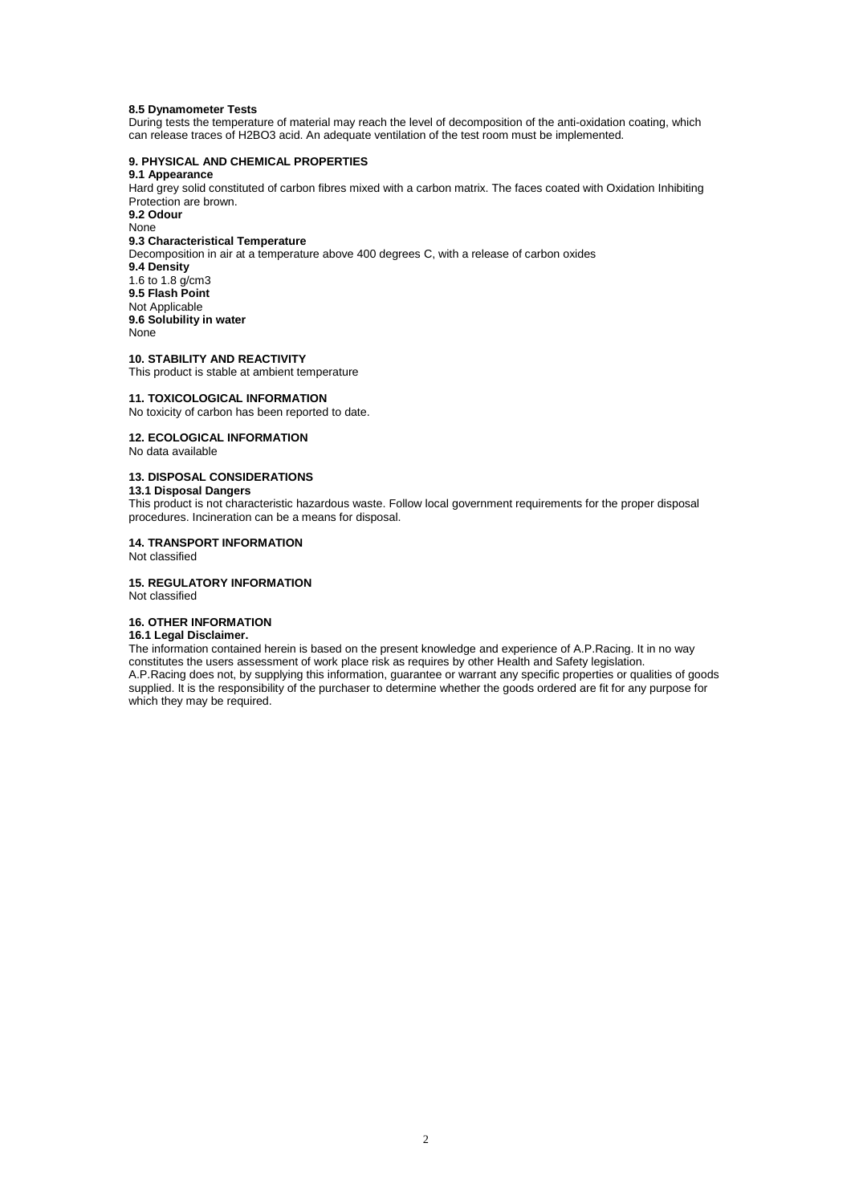#### 8.5 Dynamometer Tests

During tests the temperature of material may reach the level of decomposition of the anti-oxidation coating, which can release traces of $H2BO3$ acid. An adequate ventilation of the test room must be implemented.

## 9. PHYSICAL AND CHEMICAL PROPERTIES

#### 9.1 Appearance

Hard grey solid constituted of carbon fibres mixed with a carbon matrix. The faces coated with Oxidation Inhibiting Protection are brown.

#### 9.2 Odour

None

#### 9.3 Characteristical Temperature

Decomposition in air at a temperature above 400 degrees C, with a release of carbon oxides

#### 9.4 Density

1.6 to 1.8 g/cm3

#### 9.5 Flash Point

Not Applicable

#### 9.6 Solubility in water

None

## 10. STABILITY AND REACTIVITY

This product is stable at ambient temperature

## 11. TOXICOLOGICAL INFORMATION

No toxicity of carbon has been reported to date.

## 12. ECOLOGICAL INFORMATION

No data available

## 13. DISPOSAL CONSIDERATIONS

#### 13.1 Disposal Dangers

This product is not characteristic hazardous waste. Follow local government requirements for the proper disposal procedures. Incineration can be a means for disposal.

## 14. TRANSPORT INFORMATION

Not classified

## 15. REGULATORY INFORMATION

Not classified

## 16. OTHER INFORMATION

#### 16.1 Legal Disclaimer.

The information contained herein is based on the present knowledge and experience of A.P.Racing. It in no way constitutes the users assessment of work place risk as requires by other Health and Safety legislation.
A.P.Racing does not, by supplying this information, guarantee or warrant any specific properties or qualities of goods supplied. It is the responsibility of the purchaser to determine whether the goods ordered are fit for any purpose for which they may be required.